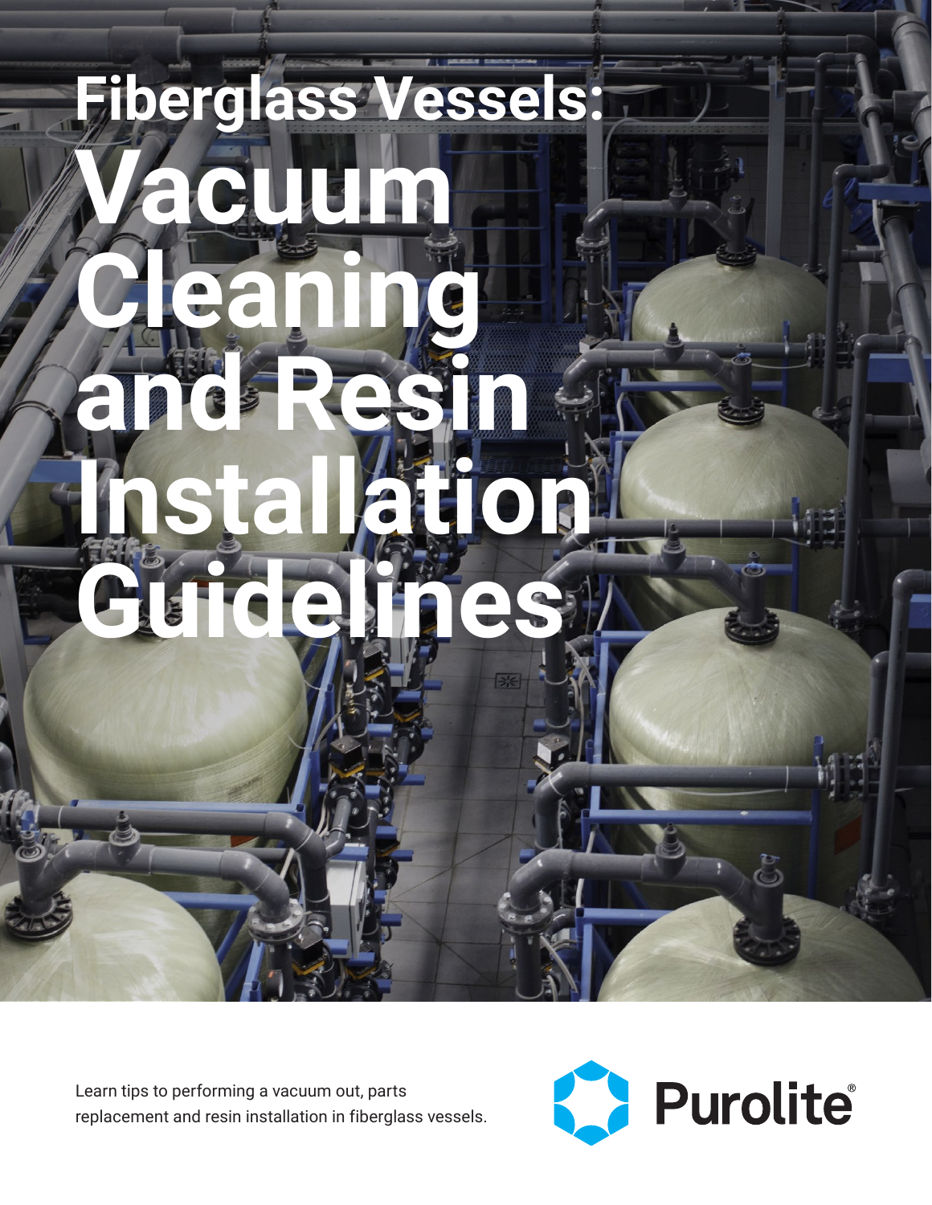# Fiberglass Vessels: Vacuum Cleaning and Resin Installation Guidelines

Learn tips to performing a vacuum out, parts replacement and resin installation in fiberglass vessels.

Purolite®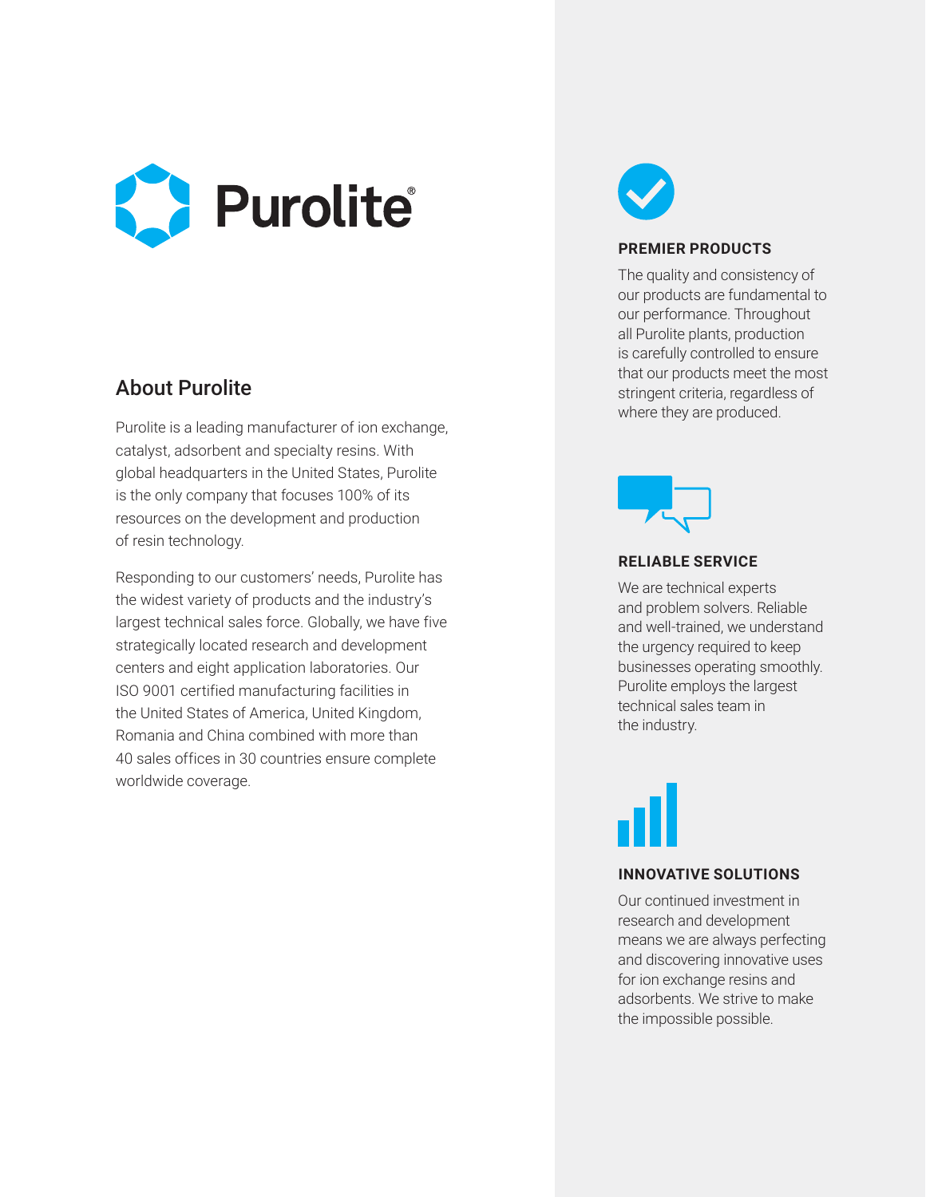Purolite®

## About Purolite

Purolite is a leading manufacturer of ion exchange, catalyst, adsorbent and specialty resins. With global headquarters in the United States, Purolite is the only company that focuses 100% of its resources on the development and production of resin technology.

Responding to our customers' needs, Purolite has the widest variety of products and the industry's largest technical sales force. Globally, we have five strategically located research and development centers and eight application laboratories. Our ISO 9001 certified manufacturing facilities in the United States of America, United Kingdom, Romania and China combined with more than 40 sales offices in 30 countries ensure complete worldwide coverage.

### PREMIER PRODUCTS

The quality and consistency of our products are fundamental to our performance. Throughout all Purolite plants, production is carefully controlled to ensure that our products meet the most stringent criteria, regardless of where they are produced.

### RELIABLE SERVICE

We are technical experts and problem solvers. Reliable and well-trained, we understand the urgency required to keep businesses operating smoothly. Purolite employs the largest technical sales team in the industry.

### INNOVATIVE SOLUTIONS

Our continued investment in research and development means we are always perfecting and discovering innovative uses for ion exchange resins and adsorbents. We strive to make the impossible possible.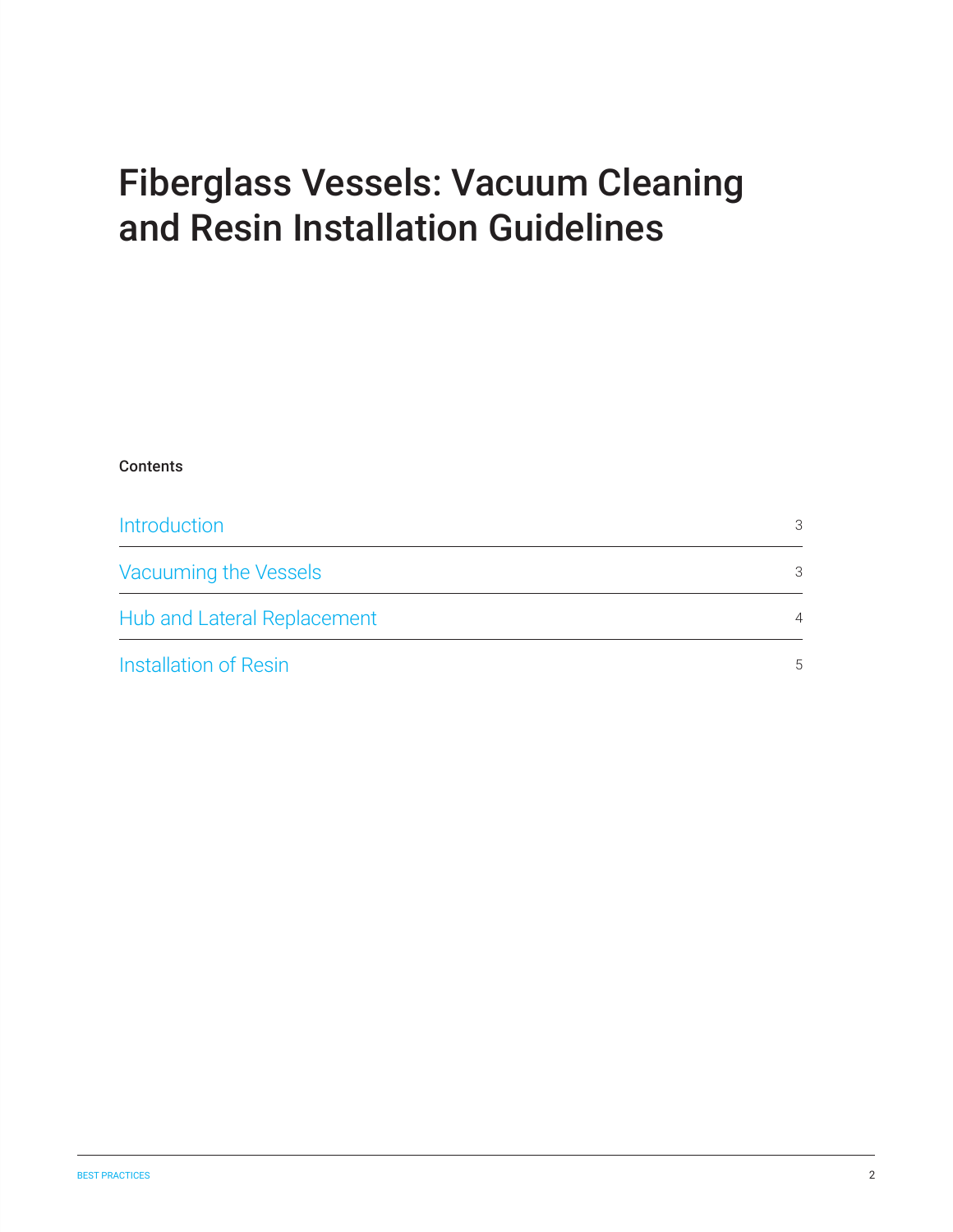# Fiberglass Vessels: Vacuum Cleaning and Resin Installation Guidelines

**Contents**

| | |
|---|---|
| Introduction | 3 |
| Vacuuming the Vessels | 3 |
| Hub and Lateral Replacement | 4 |
| Installation of Resin | 5 |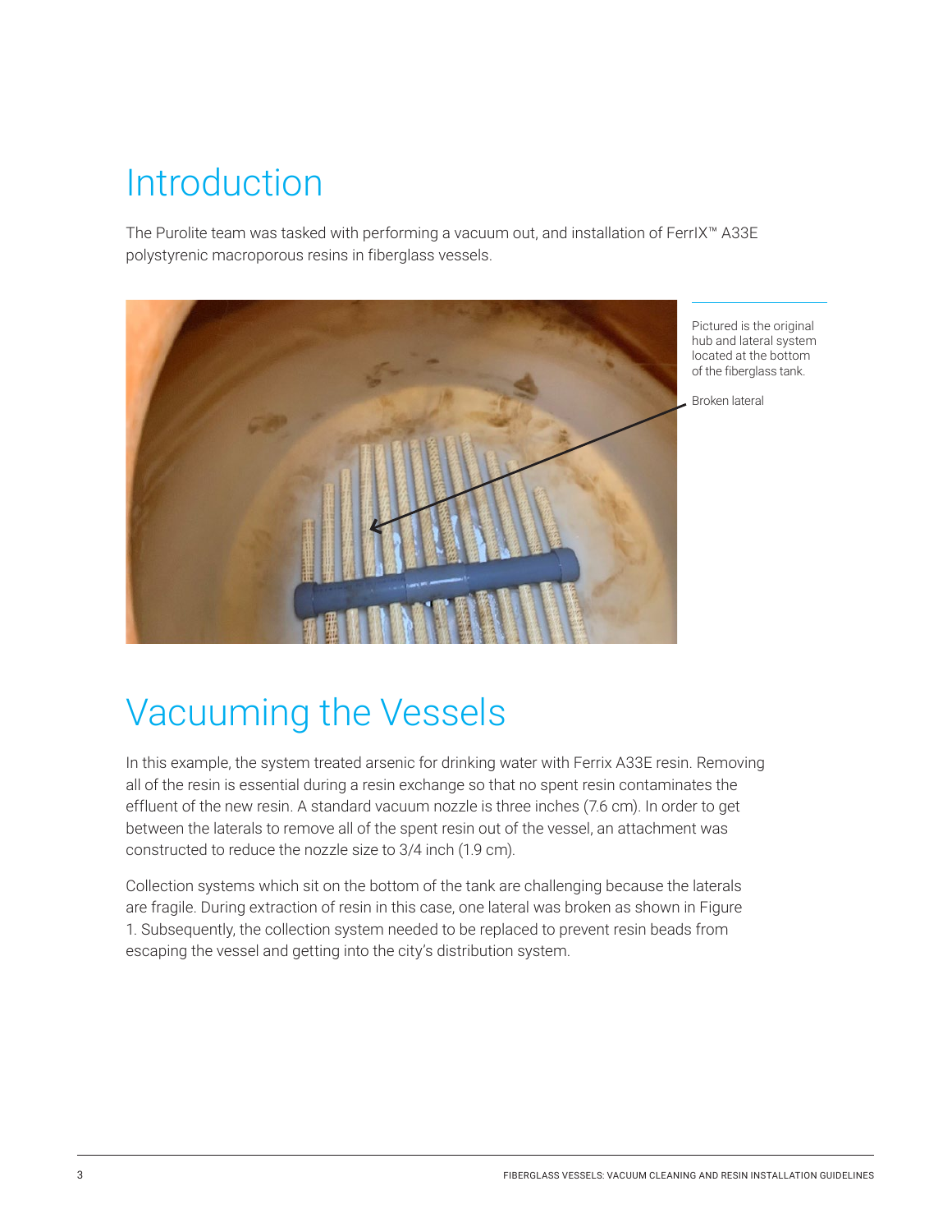# Introduction

The Purolite team was tasked with performing a vacuum out, and installation of FerrIX™ A33E polystyrenic macroporous resins in fiberglass vessels.

Pictured is the original hub and lateral system located at the bottom of the fiberglass tank.

Broken lateral

# Vacuuming the Vessels

In this example, the system treated arsenic for drinking water with Ferrix A33E resin. Removing all of the resin is essential during a resin exchange so that no spent resin contaminates the effluent of the new resin. A standard vacuum nozzle is three inches (7.6 cm). In order to get between the laterals to remove all of the spent resin out of the vessel, an attachment was constructed to reduce the nozzle size to 3/4 inch (1.9 cm).

Collection systems which sit on the bottom of the tank are challenging because the laterals are fragile. During extraction of resin in this case, one lateral was broken as shown in Figure 1. Subsequently, the collection system needed to be replaced to prevent resin beads from escaping the vessel and getting into the city's distribution system.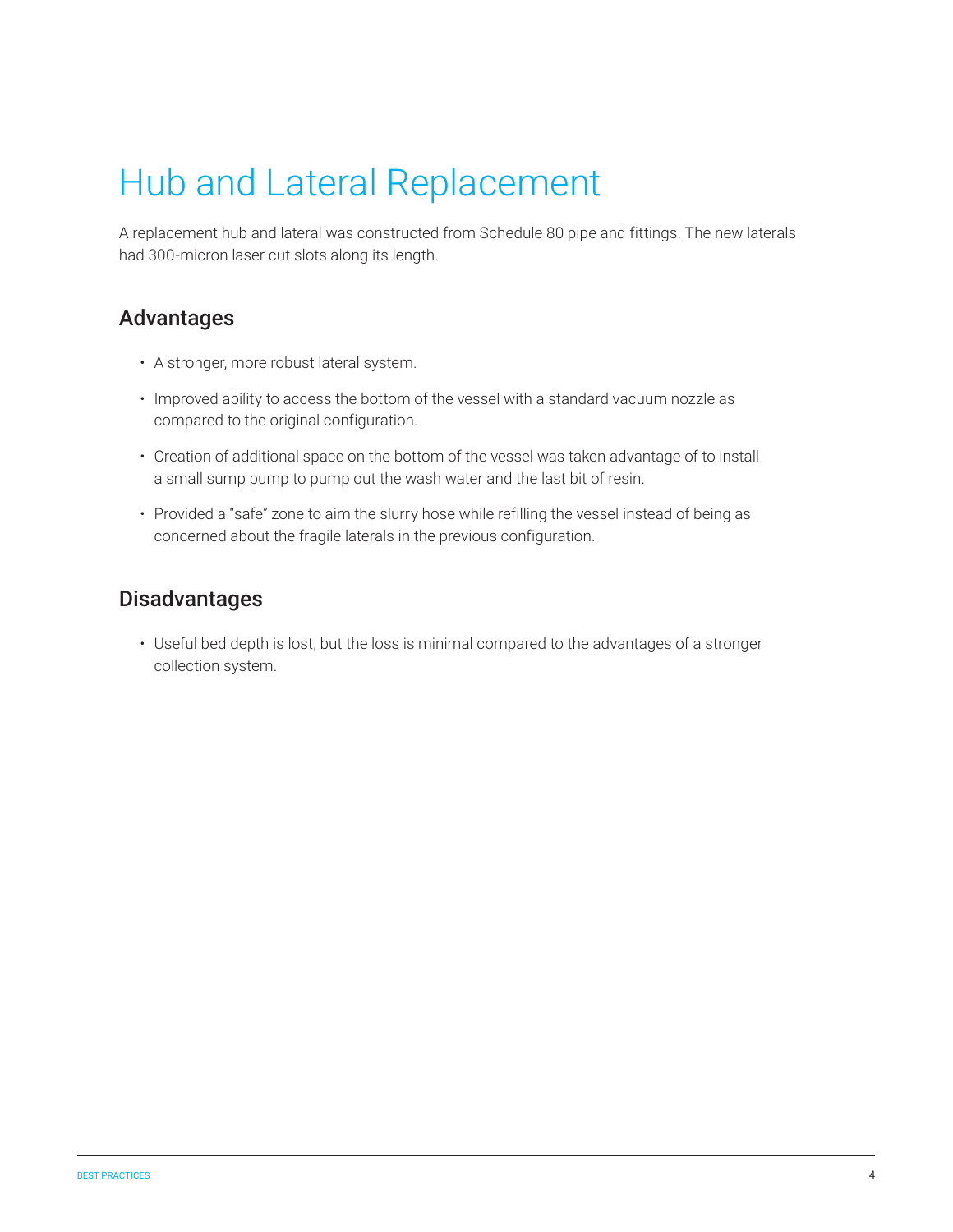# Hub and Lateral Replacement

A replacement hub and lateral was constructed from Schedule 80 pipe and fittings. The new laterals had 300-micron laser cut slots along its length.

## Advantages

- A stronger, more robust lateral system.
- Improved ability to access the bottom of the vessel with a standard vacuum nozzle as compared to the original configuration.
- Creation of additional space on the bottom of the vessel was taken advantage of to install a small sump pump to pump out the wash water and the last bit of resin.
- Provided a "safe" zone to aim the slurry hose while refilling the vessel instead of being as concerned about the fragile laterals in the previous configuration.

## Disadvantages

- Useful bed depth is lost, but the loss is minimal compared to the advantages of a stronger collection system.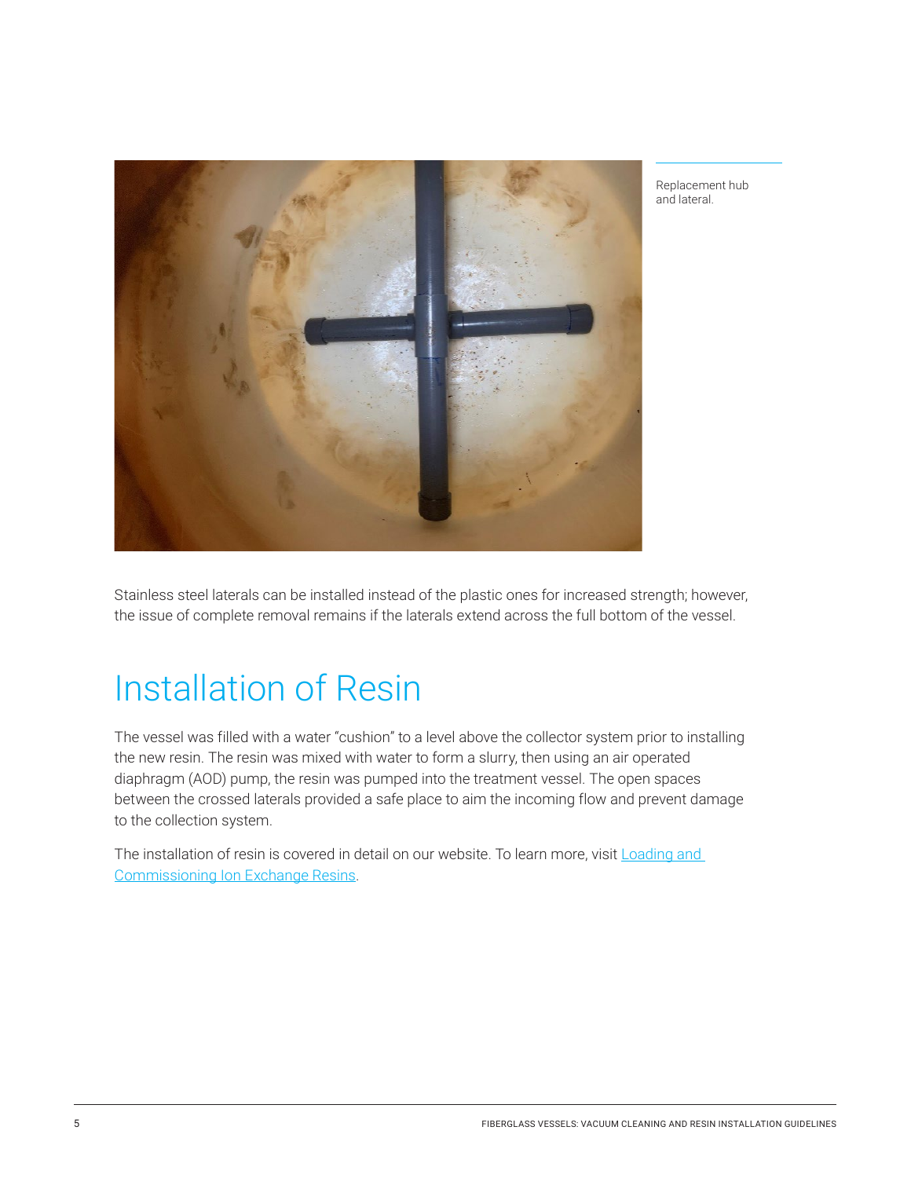Replacement hub and lateral.

Stainless steel laterals can be installed instead of the plastic ones for increased strength; however, the issue of complete removal remains if the laterals extend across the full bottom of the vessel.

# Installation of Resin

The vessel was filled with a water “cushion” to a level above the collector system prior to installing the new resin. The resin was mixed with water to form a slurry, then using an air operated diaphragm (AOD) pump, the resin was pumped into the treatment vessel. The open spaces between the crossed laterals provided a safe place to aim the incoming flow and prevent damage to the collection system.

The installation of resin is covered in detail on our website. To learn more, visit Loading and Commissioning Ion Exchange Resins.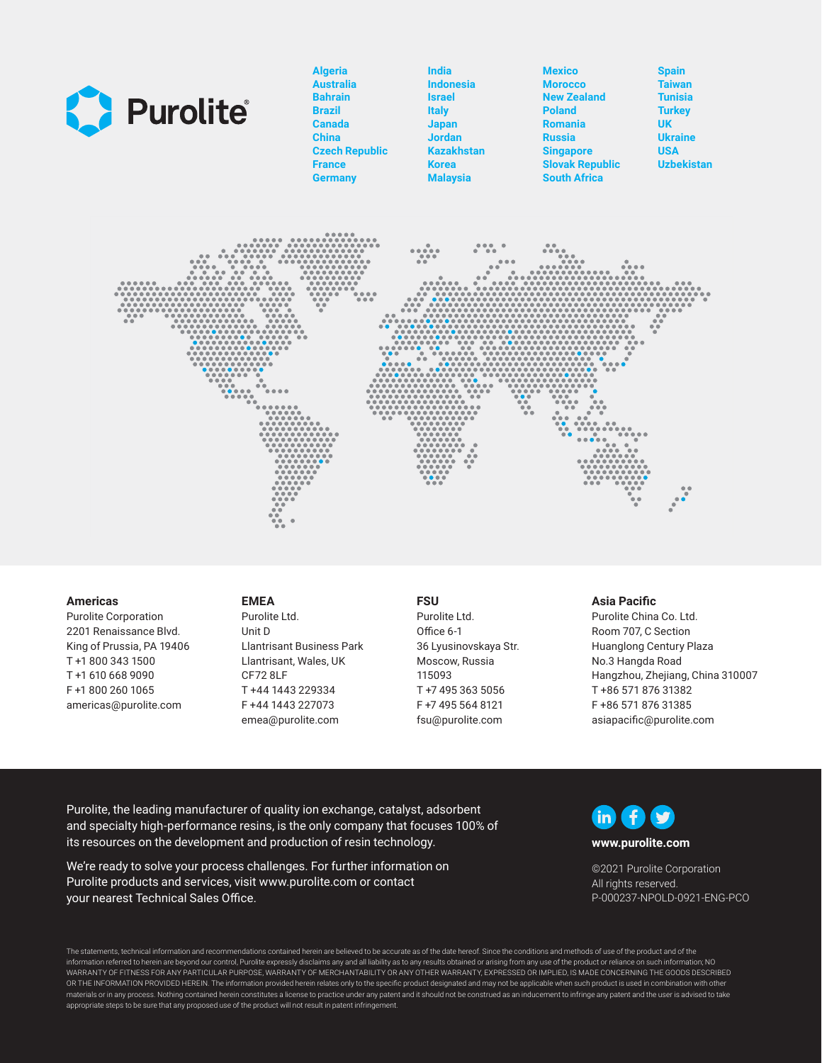Purolite®

Algeria
Australia
Bahrain
Brazil
Canada
China
Czech Republic
France
Germany
India
Indonesia
Israel
Italy
Japan
Jordan
Kazakhstan
Korea
Malaysia
Mexico
Morocco
New Zealand
Poland
Romania
Russia
Singapore
Slovak Republic
South Africa
Spain
Taiwan
Tunisia
Turkey
UK
Ukraine
USA
Uzbekistan

**Americas**
Purolite Corporation
2201 Renaissance Blvd.
King of Prussia, PA 19406
T +1 800 343 1500
T +1 610 668 9090
F +1 800 260 1065
americas@purolite.com

**EMEA**
Purolite Ltd.
Unit D
Llantrisant Business Park
Llantrisant, Wales, UK
CF72 8LF
T +44 1443 229334
F +44 1443 227073
emea@purolite.com

**FSU**
Purolite Ltd.
Office 6-1
36 Lyusinovskaya Str.
Moscow, Russia
115093
T +7 495 363 5056
F +7 495 564 8121
fsu@purolite.com

**Asia Pacific**
Purolite China Co. Ltd.
Room 707, C Section
Huanglong Century Plaza
No.3 Hangda Road
Hangzhou, Zhejiang, China 310007
T +86 571 876 31382
F +86 571 876 31385
asiapacific@purolite.com

Purolite, the leading manufacturer of quality ion exchange, catalyst, adsorbent and specialty high-performance resins, is the only company that focuses 100% of its resources on the development and production of resin technology.

We're ready to solve your process challenges. For further information on Purolite products and services, visit www.purolite.com or contact your nearest Technical Sales Office.

**www.purolite.com**

©2021 Purolite Corporation
All rights reserved.
P-000237-NPOLD-0921-ENG-PCO

The statements, technical information and recommendations contained herein are believed to be accurate as of the date hereof. Since the conditions and methods of use of the product and of the information referred to herein are beyond our control, Purolite expressly disclaims any and all liability as to any results obtained or arising from any use of the product or reliance on such information; NO WARRANTY OF FITNESS FOR ANY PARTICULAR PURPOSE, WARRANTY OF MERCHANTABILITY OR ANY OTHER WARRANTY, EXPRESSED OR IMPLIED, IS MADE CONCERNING THE GOODS DESCRIBED OR THE INFORMATION PROVIDED HEREIN. The information provided herein relates only to the specific product designated and may not be applicable when such product is used in combination with other materials or in any process. Nothing contained herein constitutes a license to practice under any patent and it should not be construed as an inducement to infringe any patent and the user is advised to take appropriate steps to be sure that any proposed use of the product will not result in patent infringement.